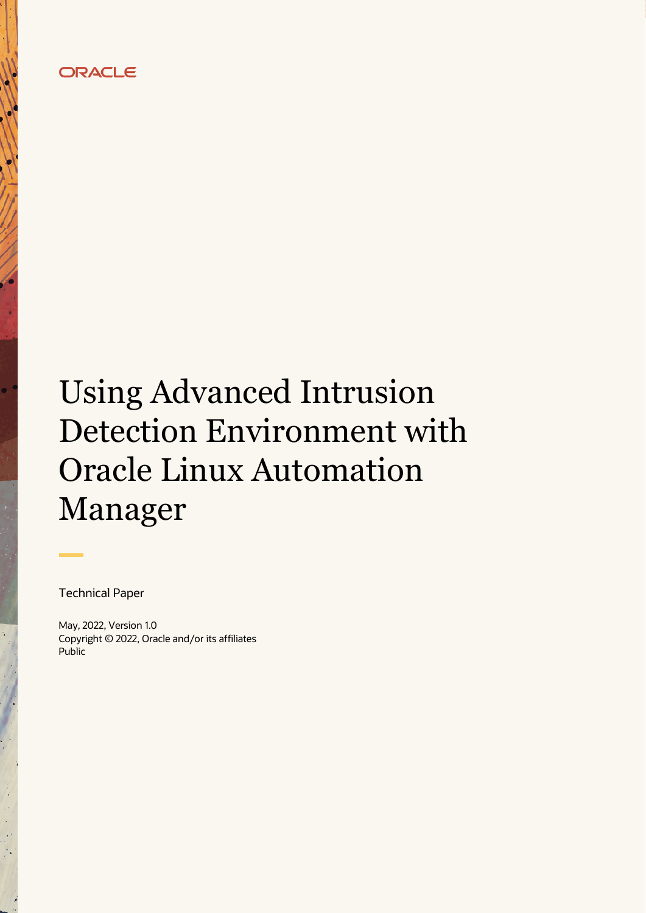ORACLE

# Using Advanced Intrusion Detection Environment with Oracle Linux Automation Manager

Technical Paper

May, 2022, Version 1.0
Copyright © 2022, Oracle and/or its affiliates
Public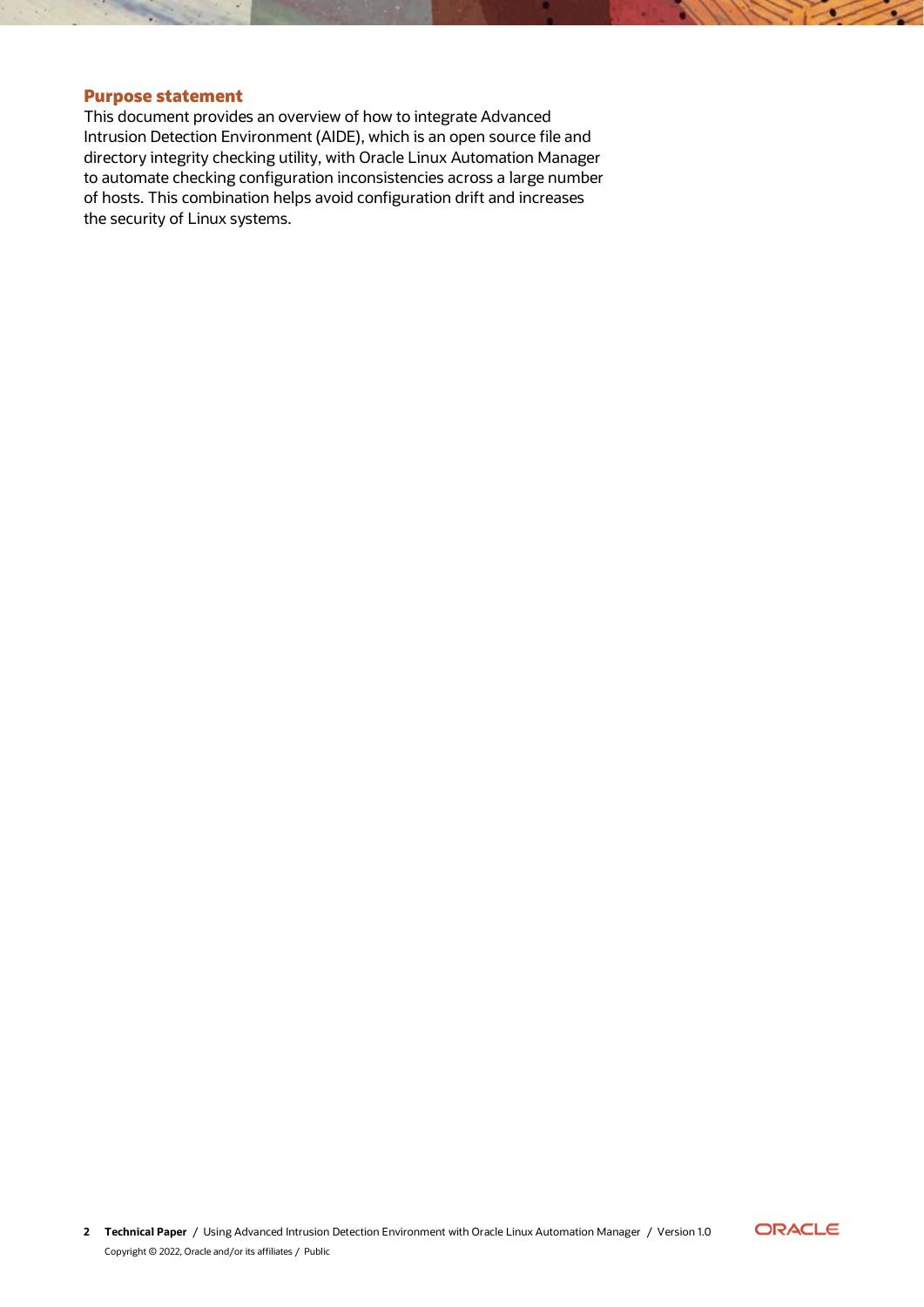## Purpose statement

This document provides an overview of how to integrate Advanced Intrusion Detection Environment (AIDE), which is an open source file and directory integrity checking utility, with Oracle Linux Automation Manager to automate checking configuration inconsistencies across a large number of hosts. This combination helps avoid configuration drift and increases the security of Linux systems.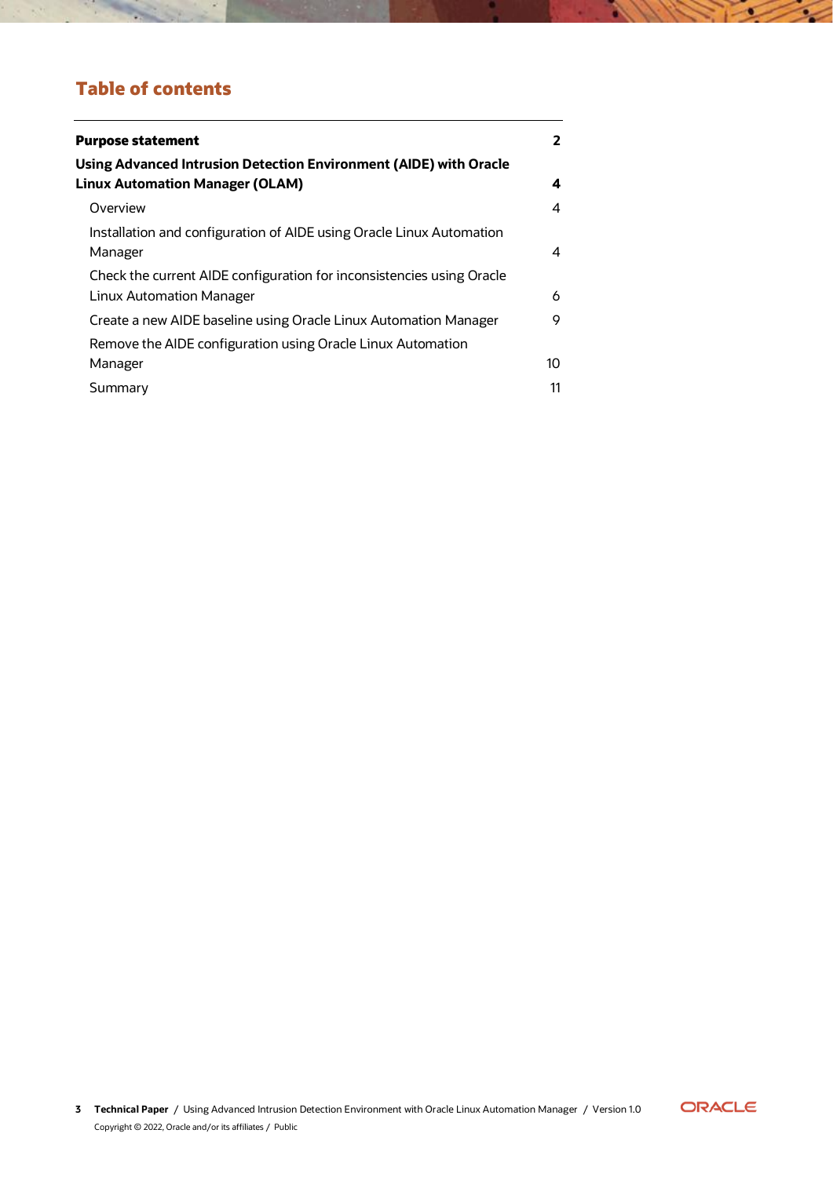## Table of contents

| | |
|---|---|
| **Purpose statement** | **2** |
| **Using Advanced Intrusion Detection Environment (AIDE) with Oracle Linux Automation Manager (OLAM)** | **4** |
| Overview | 4 |
| Installation and configuration of AIDE using Oracle Linux Automation Manager | 4 |
| Check the current AIDE configuration for inconsistencies using Oracle Linux Automation Manager | 6 |
| Create a new AIDE baseline using Oracle Linux Automation Manager | 9 |
| Remove the AIDE configuration using Oracle Linux Automation Manager | 10 |
| Summary | 11 |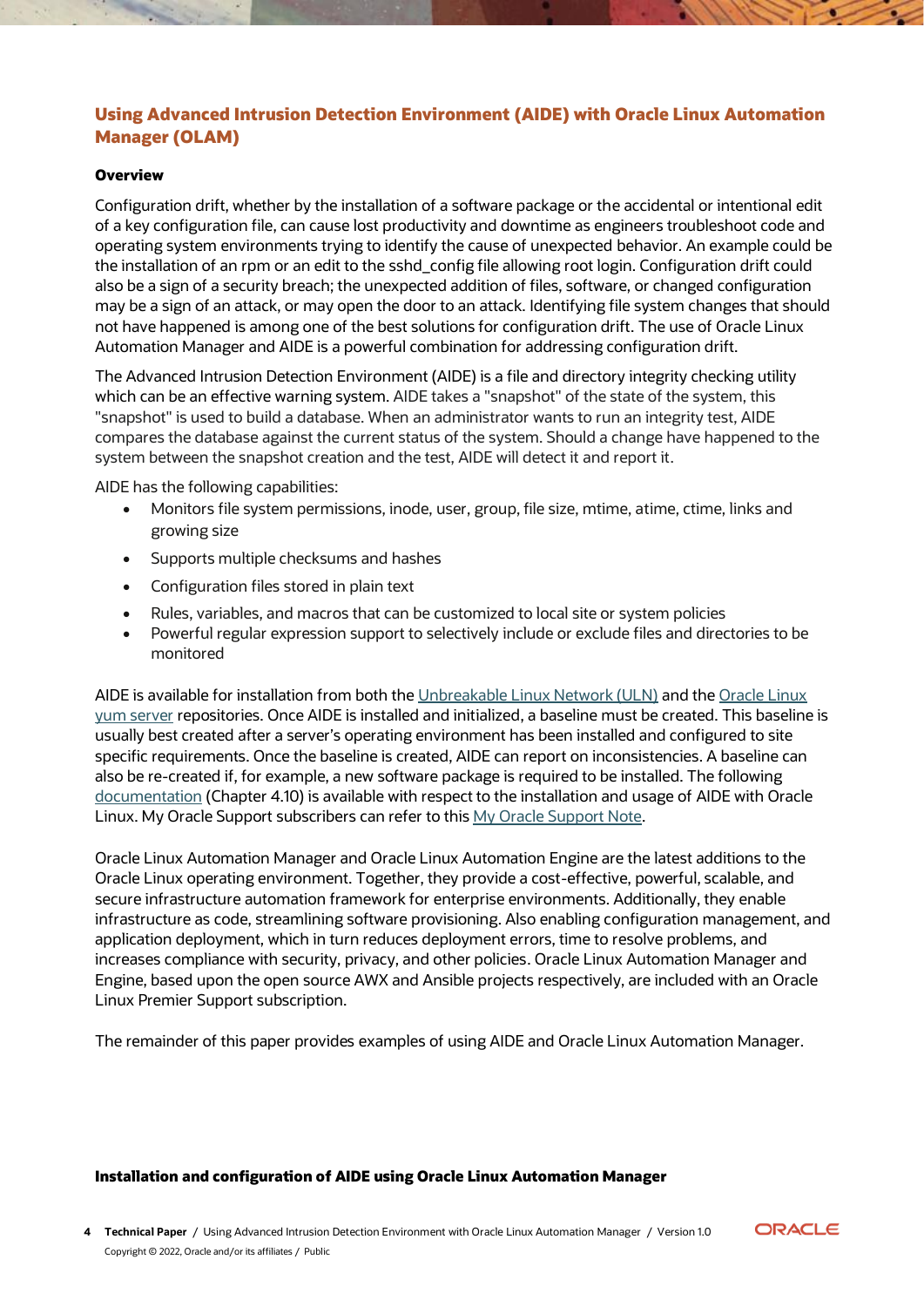## Using Advanced Intrusion Detection Environment (AIDE) with Oracle Linux Automation Manager (OLAM)

### Overview

Configuration drift, whether by the installation of a software package or the accidental or intentional edit of a key configuration file, can cause lost productivity and downtime as engineers troubleshoot code and operating system environments trying to identify the cause of unexpected behavior. An example could be the installation of an rpm or an edit to the sshd_config file allowing root login. Configuration drift could also be a sign of a security breach; the unexpected addition of files, software, or changed configuration may be a sign of an attack, or may open the door to an attack. Identifying file system changes that should not have happened is among one of the best solutions for configuration drift. The use of Oracle Linux Automation Manager and AIDE is a powerful combination for addressing configuration drift.

The Advanced Intrusion Detection Environment (AIDE) is a file and directory integrity checking utility which can be an effective warning system. AIDE takes a "snapshot" of the state of the system, this "snapshot" is used to build a database. When an administrator wants to run an integrity test, AIDE compares the database against the current status of the system. Should a change have happened to the system between the snapshot creation and the test, AIDE will detect it and report it.

AIDE has the following capabilities:

- Monitors file system permissions, inode, user, group, file size, mtime, atime, ctime, links and growing size
- Supports multiple checksums and hashes
- Configuration files stored in plain text
- Rules, variables, and macros that can be customized to local site or system policies
- Powerful regular expression support to selectively include or exclude files and directories to be monitored

AIDE is available for installation from both the Unbreakable Linux Network (ULN) and the Oracle Linux yum server repositories. Once AIDE is installed and initialized, a baseline must be created. This baseline is usually best created after a server's operating environment has been installed and configured to site specific requirements. Once the baseline is created, AIDE can report on inconsistencies. A baseline can also be re-created if, for example, a new software package is required to be installed. The following documentation (Chapter 4.10) is available with respect to the installation and usage of AIDE with Oracle Linux. My Oracle Support subscribers can refer to this My Oracle Support Note.

Oracle Linux Automation Manager and Oracle Linux Automation Engine are the latest additions to the Oracle Linux operating environment. Together, they provide a cost-effective, powerful, scalable, and secure infrastructure automation framework for enterprise environments. Additionally, they enable infrastructure as code, streamlining software provisioning. Also enabling configuration management, and application deployment, which in turn reduces deployment errors, time to resolve problems, and increases compliance with security, privacy, and other policies. Oracle Linux Automation Manager and Engine, based upon the open source AWX and Ansible projects respectively, are included with an Oracle Linux Premier Support subscription.

The remainder of this paper provides examples of using AIDE and Oracle Linux Automation Manager.

### Installation and configuration of AIDE using Oracle Linux Automation Manager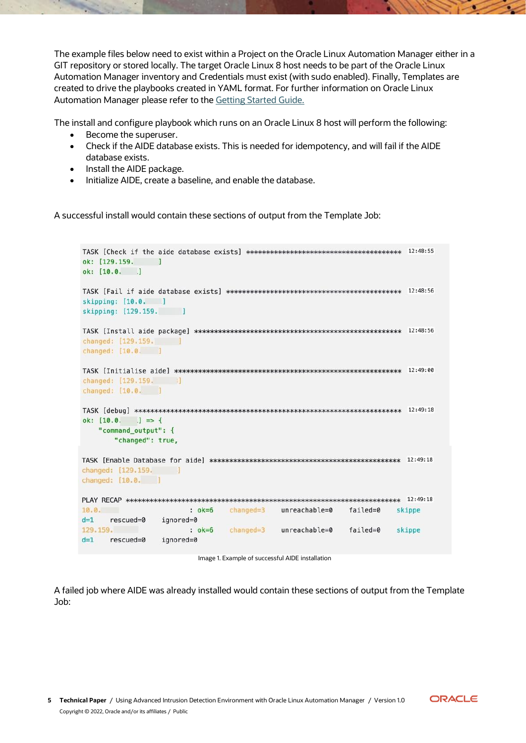The example files below need to exist within a Project on the Oracle Linux Automation Manager either in a GIT repository or stored locally. The target Oracle Linux 8 host needs to be part of the Oracle Linux Automation Manager inventory and Credentials must exist (with sudo enabled). Finally, Templates are created to drive the playbooks created in YAML format. For further information on Oracle Linux Automation Manager please refer to the Getting Started Guide.

The install and configure playbook which runs on an Oracle Linux 8 host will perform the following:

- Become the superuser.
- Check if the AIDE database exists. This is needed for idempotency, and will fail if the AIDE database exists.
- Install the AIDE package.
- Initialize AIDE, create a baseline, and enable the database.

A successful install would contain these sections of output from the Template Job:

```
TASK [Check if the aide database exists] ******************************************  12:48:55
ok: [129.159.        ]
ok: [10.0.     ]

TASK [Fail if aide database exists] ***********************************************  12:48:56
skipping: [10.0.     ]
skipping: [129.159.       ]

TASK [Install aide package] *******************************************************  12:48:56
changed: [129.159.       ]
changed: [10.0.     ]

TASK [Initialise aide] ************************************************************  12:49:00
changed: [129.159.       ]
changed: [10.0.     ]

TASK [debug] **********************************************************************  12:49:18
ok: [10.0.     ] => {
    "command_output": {
        "changed": true,

TASK [Enable Database for aide] ***************************************************  12:49:18
changed: [129.159.       ]
changed: [10.0.     ]

PLAY RECAP ************************************************************************  12:49:18
10.0.                      : ok=6    changed=3    unreachable=0    failed=0    skippe
d=1    rescued=0    ignored=0
129.159.                   : ok=6    changed=3    unreachable=0    failed=0    skippe
d=1    rescued=0    ignored=0
```

Image 1. Example of successful AIDE installation

A failed job where AIDE was already installed would contain these sections of output from the Template Job: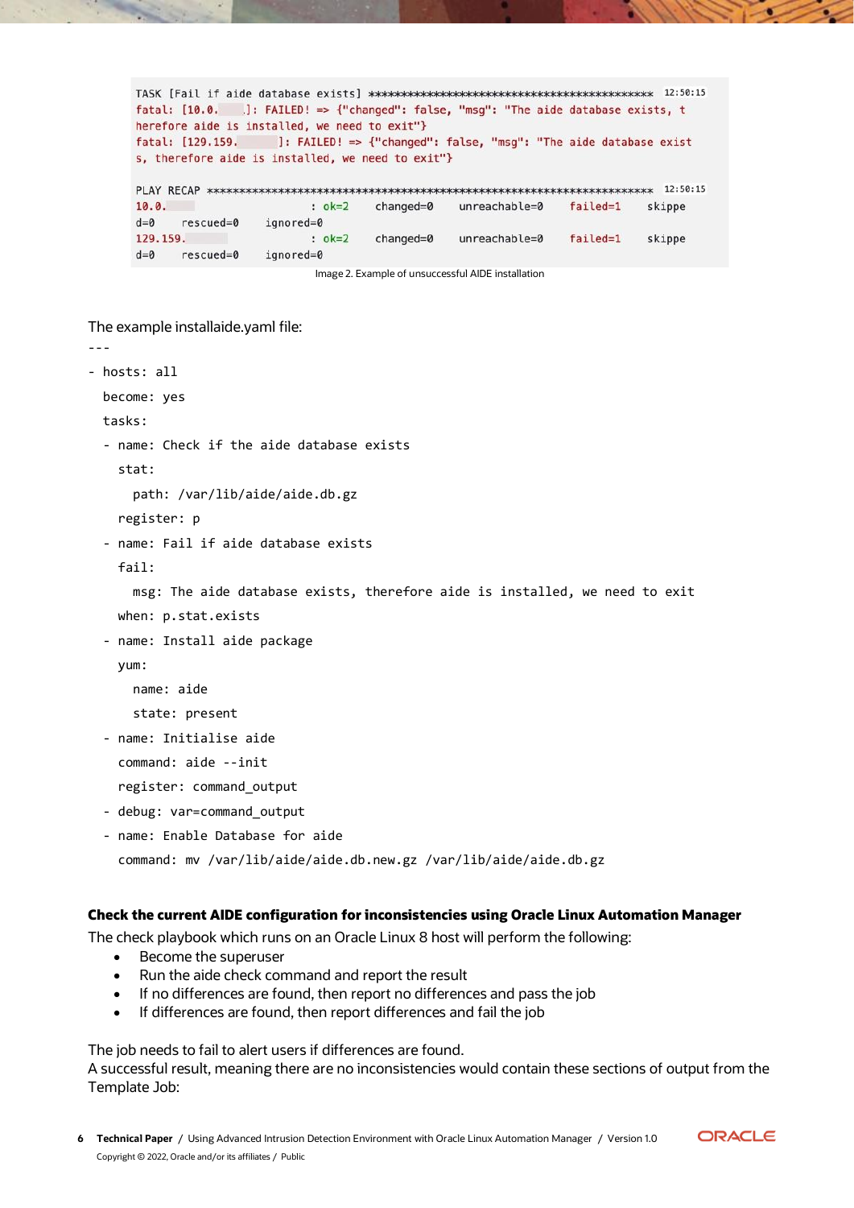```
TASK [Fail if aide database exists] ************************************************ 12:50:15
fatal: [10.0.    ]: FAILED! => {"changed": false, "msg": "The aide database exists, t
herefore aide is installed, we need to exit"}
fatal: [129.159.      ]: FAILED! => {"changed": false, "msg": "The aide database exist
s, therefore aide is installed, we need to exit"}

PLAY RECAP ************************************************************************* 12:50:15
10.0.                      : ok=2    changed=0    unreachable=0    failed=1    skippe
d=0    rescued=0    ignored=0
129.159.                   : ok=2    changed=0    unreachable=0    failed=1    skippe
d=0    rescued=0    ignored=0
```

Image 2. Example of unsuccessful AIDE installation

The example installaide.yaml file:

```
---
- hosts: all
  become: yes
  tasks:
  - name: Check if the aide database exists
    stat:
      path: /var/lib/aide/aide.db.gz
    register: p
  - name: Fail if aide database exists
    fail:
      msg: The aide database exists, therefore aide is installed, we need to exit
    when: p.stat.exists
  - name: Install aide package
    yum:
      name: aide
      state: present
  - name: Initialise aide
    command: aide --init
    register: command_output
  - debug: var=command_output
  - name: Enable Database for aide
    command: mv /var/lib/aide/aide.db.new.gz /var/lib/aide/aide.db.gz
```

**Check the current AIDE configuration for inconsistencies using Oracle Linux Automation Manager**

The check playbook which runs on an Oracle Linux 8 host will perform the following:

- Become the superuser
- Run the aide check command and report the result
- If no differences are found, then report no differences and pass the job
- If differences are found, then report differences and fail the job

The job needs to fail to alert users if differences are found.
A successful result, meaning there are no inconsistencies would contain these sections of output from the Template Job: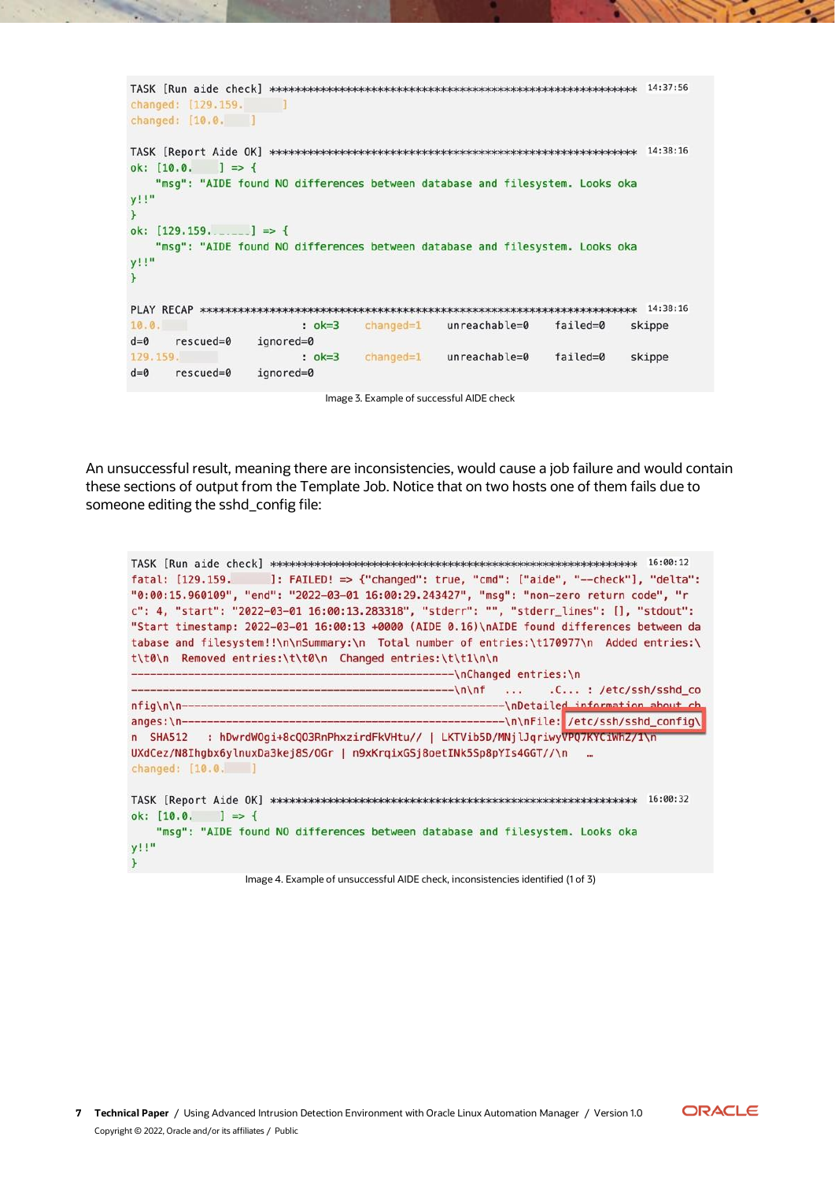```
TASK [Run aide check] ************************************************************ 14:37:56
changed: [129.159.       ]
changed: [10.0.     ]

TASK [Report Aide OK] ************************************************************ 14:38:16
ok: [10.0.     ] => {
    "msg": "AIDE found NO differences between database and filesystem. Looks oka
y!!"
}
ok: [129.159.       ] => {
    "msg": "AIDE found NO differences between database and filesystem. Looks oka
y!!"
}

PLAY RECAP *********************************************************************** 14:38:16
10.0.                      : ok=3    changed=1    unreachable=0    failed=0    skippe
d=0    rescued=0    ignored=0
129.159.                   : ok=3    changed=1    unreachable=0    failed=0    skippe
d=0    rescued=0    ignored=0
```

Image 3. Example of successful AIDE check

An unsuccessful result, meaning there are inconsistencies, would cause a job failure and would contain these sections of output from the Template Job. Notice that on two hosts one of them fails due to someone editing the sshd_config file:

```
TASK [Run aide check] ************************************************************ 16:00:12
fatal: [129.159.       ]: FAILED! => {"changed": true, "cmd": ["aide", "--check"], "delta":
"0:00:15.960109", "end": "2022-03-01 16:00:29.243427", "msg": "non-zero return code", "r
c": 4, "start": "2022-03-01 16:00:13.283318", "stderr": "", "stderr_lines": [], "stdout":
"Start timestamp: 2022-03-01 16:00:13 +0000 (AIDE 0.16)\nAIDE found differences between da
tabase and filesystem!!\n\nSummary:\n  Total number of entries:\t170977\n  Added entries:\
t\t0\n  Removed entries:\t\t0\n  Changed entries:\t\t1\n\n
---------------------------------------------------\nChanged entries:\n
---------------------------------------------------\n\nf   ...    .C... : /etc/ssh/sshd_co
nfig\n\n---------------------------------------------------\nDetailed information about ch
anges:\n---------------------------------------------------\n\nFile: /etc/ssh/sshd_config\
n  SHA512    : hDwrdW0gi+8cQ03RnPhxzirdFkVHtu// | LKTVib5D/MNjlJqriwyVPQ7KYCiWhZ/1\n
UXdCez/N8Ihgbx6ylnuxDa3kej8S/OGr | n9xKrqixGSj8oetINk5Sp8pYIs4GGT//\n    …
changed: [10.0.     ]

TASK [Report Aide OK] ************************************************************ 16:00:32
ok: [10.0.     ] => {
    "msg": "AIDE found NO differences between database and filesystem. Looks oka
y!!"
}
```

Image 4. Example of unsuccessful AIDE check, inconsistencies identified (1 of 3)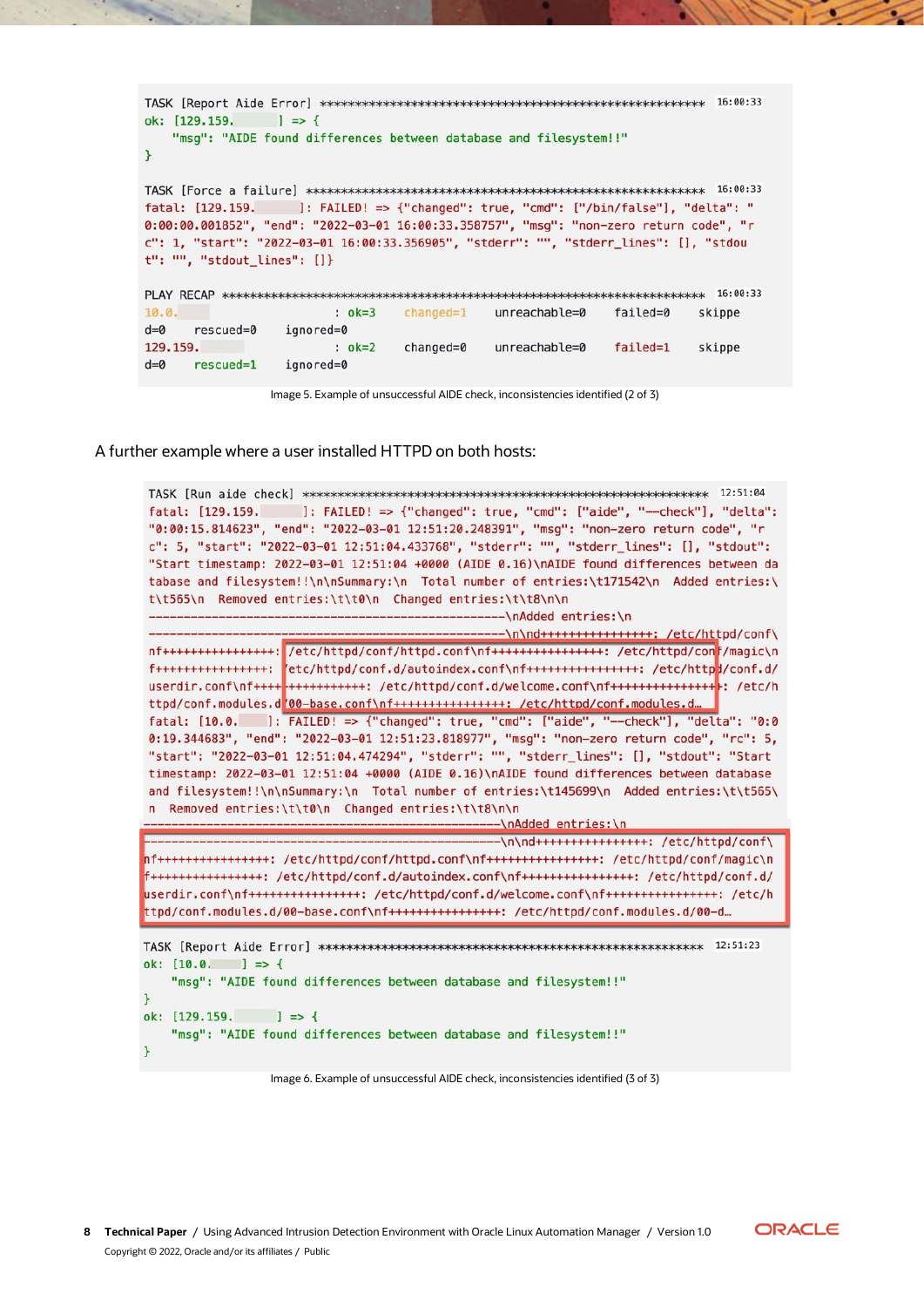```
TASK [Report Aide Error] ************************************************************ 16:00:33
ok: [129.159.        ] => {
    "msg": "AIDE found differences between database and filesystem!!"
}

TASK [Force a failure] ************************************************************** 16:00:33
fatal: [129.159.        ]: FAILED! => {"changed": true, "cmd": ["/bin/false"], "delta": "
0:00:00.001852", "end": "2022-03-01 16:00:33.358757", "msg": "non-zero return code", "r
c": 1, "start": "2022-03-01 16:00:33.356905", "stderr": "", "stderr_lines": [], "stdou
t": "", "stdout_lines": []}

PLAY RECAP ************************************************************************** 16:00:33
10.0.                    : ok=3    changed=1    unreachable=0    failed=0    skippe
d=0    rescued=0    ignored=0
129.159.                 : ok=2    changed=0    unreachable=0    failed=1    skippe
d=0    rescued=1    ignored=0
```

Image 5. Example of unsuccessful AIDE check, inconsistencies identified (2 of 3)

A further example where a user installed HTTPD on both hosts:

```
TASK [Run aide check] *************************************************************** 12:51:04
fatal: [129.159.        ]: FAILED! => {"changed": true, "cmd": ["aide", "--check"], "delta":
"0:00:15.814623", "end": "2022-03-01 12:51:20.248391", "msg": "non-zero return code", "r
c": 5, "start": "2022-03-01 12:51:04.433768", "stderr": "", "stderr_lines": [], "stdout":
"Start timestamp: 2022-03-01 12:51:04 +0000 (AIDE 0.16)\nAIDE found differences between da
tabase and filesystem!!\n\nSummary:\n  Total number of entries:\t171542\n  Added entries:\
t\t565\n  Removed entries:\t\t0\n  Changed entries:\t\t8\n\n
---------------------------------------------------\nAdded entries:\n
---------------------------------------------------\n\nd++++++++++++++++: /etc/httpd/conf\
nf++++++++++++++++: /etc/httpd/conf/httpd.conf\nf++++++++++++++++: /etc/httpd/conf/magic\n
f++++++++++++++++: /etc/httpd/conf.d/autoindex.conf\nf++++++++++++++++: /etc/httpd/conf.d/
userdir.conf\nf++++++++++++++++: /etc/httpd/conf.d/welcome.conf\nf++++++++++++++++: /etc/h
ttpd/conf.modules.d/00-base.conf\nf++++++++++++++++: /etc/httpd/conf.modules.d…
fatal: [10.0.    ]: FAILED! => {"changed": true, "cmd": ["aide", "--check"], "delta": "0:0
0:19.344683", "end": "2022-03-01 12:51:23.818977", "msg": "non-zero return code", "rc": 5,
"start": "2022-03-01 12:51:04.474294", "stderr": "", "stderr_lines": [], "stdout": "Start
timestamp: 2022-03-01 12:51:04 +0000 (AIDE 0.16)\nAIDE found differences between database
and filesystem!!\n\nSummary:\n  Total number of entries:\t145699\n  Added entries:\t\t565\
n  Removed entries:\t\t0\n  Changed entries:\t\t8\n\n
---------------------------------------------------\nAdded entries:\n
---------------------------------------------------\n\nd++++++++++++++++: /etc/httpd/conf\
nf++++++++++++++++: /etc/httpd/conf/httpd.conf\nf++++++++++++++++: /etc/httpd/conf/magic\n
f++++++++++++++++: /etc/httpd/conf.d/autoindex.conf\nf++++++++++++++++: /etc/httpd/conf.d/
userdir.conf\nf++++++++++++++++: /etc/httpd/conf.d/welcome.conf\nf++++++++++++++++: /etc/h
ttpd/conf.modules.d/00-base.conf\nf++++++++++++++++: /etc/httpd/conf.modules.d/00-d…

TASK [Report Aide Error] ************************************************************ 12:51:23
ok: [10.0.      ] => {
    "msg": "AIDE found differences between database and filesystem!!"
}
ok: [129.159.        ] => {
    "msg": "AIDE found differences between database and filesystem!!"
}
```

Image 6. Example of unsuccessful AIDE check, inconsistencies identified (3 of 3)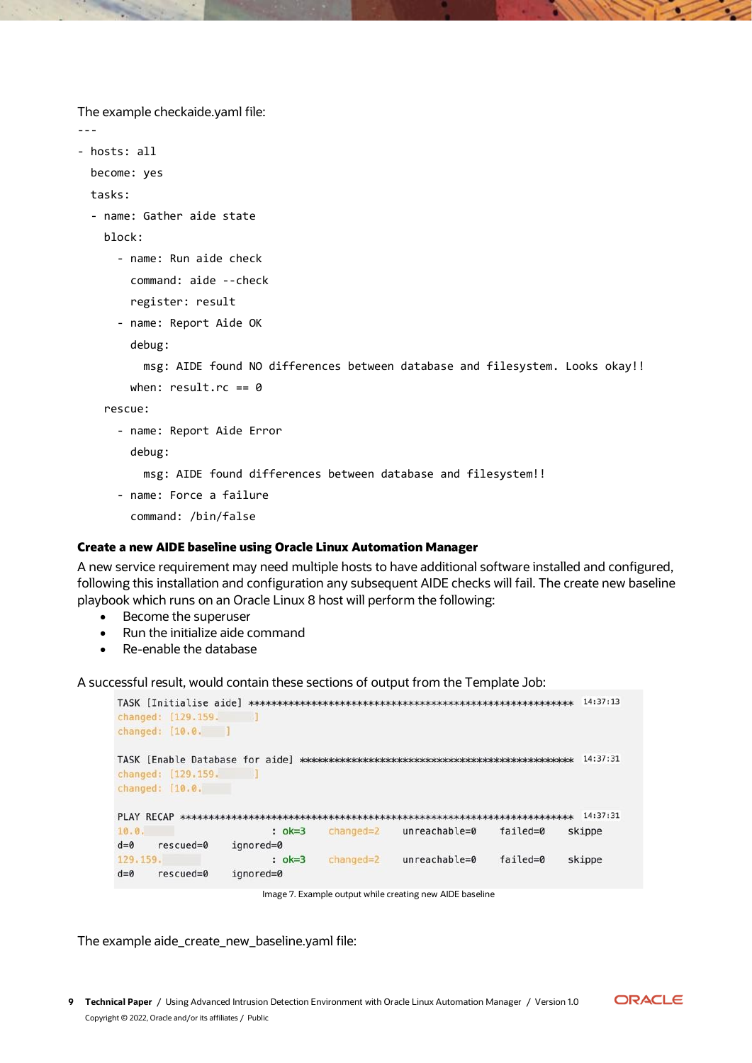The example checkaide.yaml file:

```
---
- hosts: all
  become: yes
  tasks:
  - name: Gather aide state
    block:
      - name: Run aide check
        command: aide --check
        register: result
      - name: Report Aide OK
        debug:
          msg: AIDE found NO differences between database and filesystem. Looks okay!!
        when: result.rc == 0
    rescue:
      - name: Report Aide Error
        debug:
          msg: AIDE found differences between database and filesystem!!
      - name: Force a failure
        command: /bin/false
```

**Create a new AIDE baseline using Oracle Linux Automation Manager**

A new service requirement may need multiple hosts to have additional software installed and configured, following this installation and configuration any subsequent AIDE checks will fail. The create new baseline playbook which runs on an Oracle Linux 8 host will perform the following:

- Become the superuser
- Run the initialize aide command
- Re-enable the database

A successful result, would contain these sections of output from the Template Job:

```
TASK [Initialise aide] ************************************************************ 14:37:13
changed: [129.159.      ]
changed: [10.0.     ]

TASK [Enable Database for aide] *************************************************** 14:37:31
changed: [129.159.      ]
changed: [10.0.

PLAY RECAP ************************************************************************ 14:37:31
10.0.                      : ok=3    changed=2    unreachable=0    failed=0    skipped=0    rescued=0    ignored=0
129.159.                   : ok=3    changed=2    unreachable=0    failed=0    skipped=0    rescued=0    ignored=0
```

Image 7. Example output while creating new AIDE baseline

The example aide_create_new_baseline.yaml file: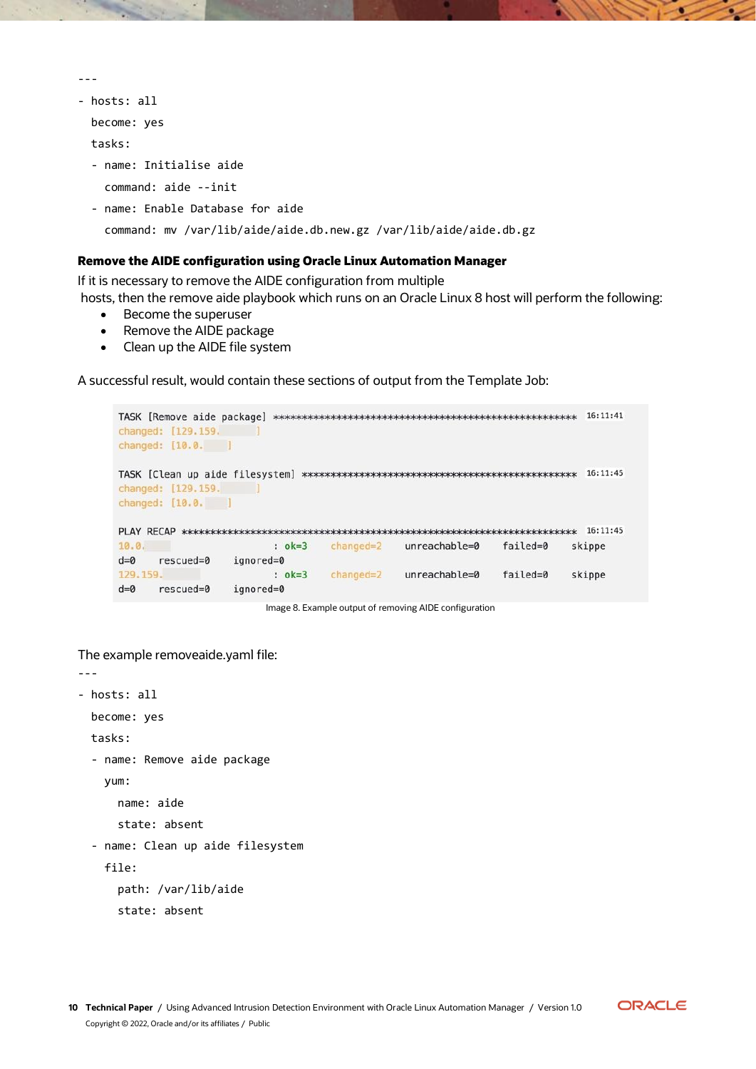```
---
- hosts: all
  become: yes
  tasks:
  - name: Initialise aide
    command: aide --init
  - name: Enable Database for aide
    command: mv /var/lib/aide/aide.db.new.gz /var/lib/aide/aide.db.gz
```

**Remove the AIDE configuration using Oracle Linux Automation Manager**

If it is necessary to remove the AIDE configuration from multiple hosts, then the remove aide playbook which runs on an Oracle Linux 8 host will perform the following:

- Become the superuser
- Remove the AIDE package
- Clean up the AIDE file system

A successful result, would contain these sections of output from the Template Job:

```
TASK [Remove aide package] ****************************************************** 16:11:41
changed: [129.159.     ]
changed: [10.0.    ]

TASK [Clean up aide filesystem] ************************************************* 16:11:45
changed: [129.159.     ]
changed: [10.0.    ]

PLAY RECAP ********************************************************************** 16:11:45
10.0.              : ok=3    changed=2    unreachable=0    failed=0    skipped=0    rescued=0    ignored=0
129.159.           : ok=3    changed=2    unreachable=0    failed=0    skipped=0    rescued=0    ignored=0
```

Image 8. Example output of removing AIDE configuration

The example removeaide.yaml file:

```
---
- hosts: all
  become: yes
  tasks:
  - name: Remove aide package
    yum:
      name: aide
      state: absent
  - name: Clean up aide filesystem
    file:
      path: /var/lib/aide
      state: absent
```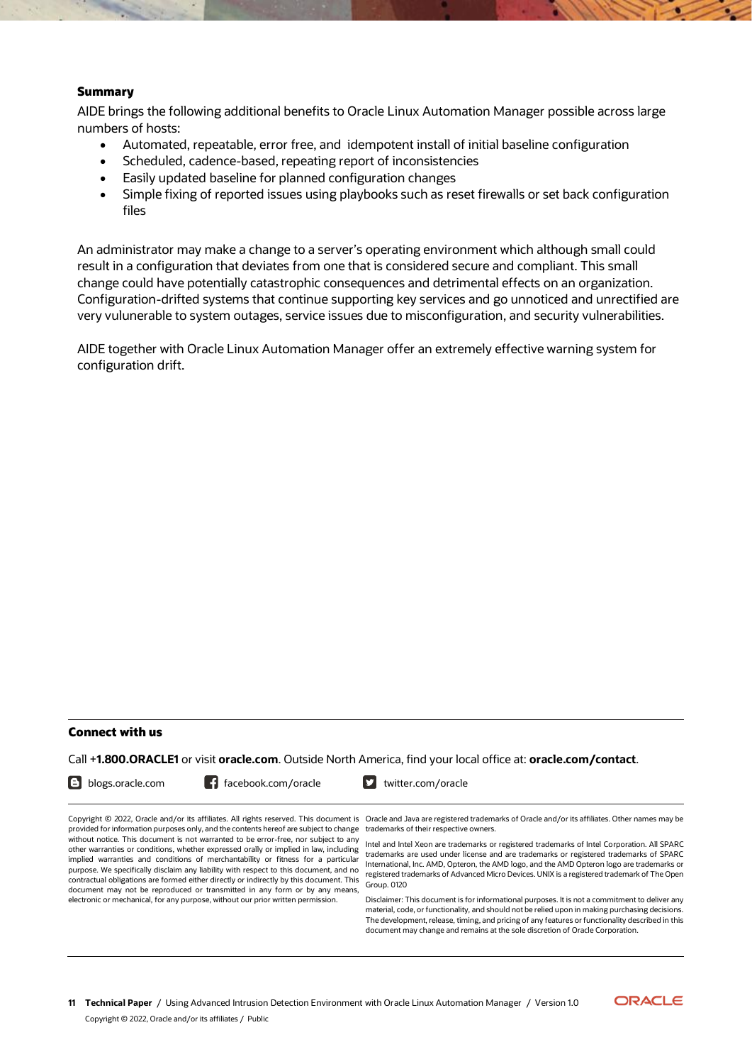**Summary**

AIDE brings the following additional benefits to Oracle Linux Automation Manager possible across large numbers of hosts:

- Automated, repeatable, error free, and idempotent install of initial baseline configuration
- Scheduled, cadence-based, repeating report of inconsistencies
- Easily updated baseline for planned configuration changes
- Simple fixing of reported issues using playbooks such as reset firewalls or set back configuration files

An administrator may make a change to a server's operating environment which although small could result in a configuration that deviates from one that is considered secure and compliant. This small change could have potentially catastrophic consequences and detrimental effects on an organization. Configuration-drifted systems that continue supporting key services and go unnoticed and unrectified are very vulunerable to system outages, service issues due to misconfiguration, and security vulnerabilities.

AIDE together with Oracle Linux Automation Manager offer an extremely effective warning system for configuration drift.

**Connect with us**

Call +**1.800.ORACLE1** or visit **oracle.com**. Outside North America, find your local office at: **oracle.com/contact**.

blogs.oracle.com facebook.com/oracle twitter.com/oracle

Copyright © 2022, Oracle and/or its affiliates. All rights reserved. This document is provided for information purposes only, and the contents hereof are subject to change without notice. This document is not warranted to be error-free, nor subject to any other warranties or conditions, whether expressed orally or implied in law, including implied warranties and conditions of merchantability or fitness for a particular purpose. We specifically disclaim any liability with respect to this document, and no contractual obligations are formed either directly or indirectly by this document. This document may not be reproduced or transmitted in any form or by any means, electronic or mechanical, for any purpose, without our prior written permission.

Oracle and Java are registered trademarks of Oracle and/or its affiliates. Other names may be trademarks of their respective owners.

Intel and Intel Xeon are trademarks or registered trademarks of Intel Corporation. All SPARC trademarks are used under license and are trademarks or registered trademarks of SPARC International, Inc. AMD, Opteron, the AMD logo, and the AMD Opteron logo are trademarks or registered trademarks of Advanced Micro Devices. UNIX is a registered trademark of The Open Group. 0120

Disclaimer: This document is for informational purposes. It is not a commitment to deliver any material, code, or functionality, and should not be relied upon in making purchasing decisions. The development, release, timing, and pricing of any features or functionality described in this document may change and remains at the sole discretion of Oracle Corporation.